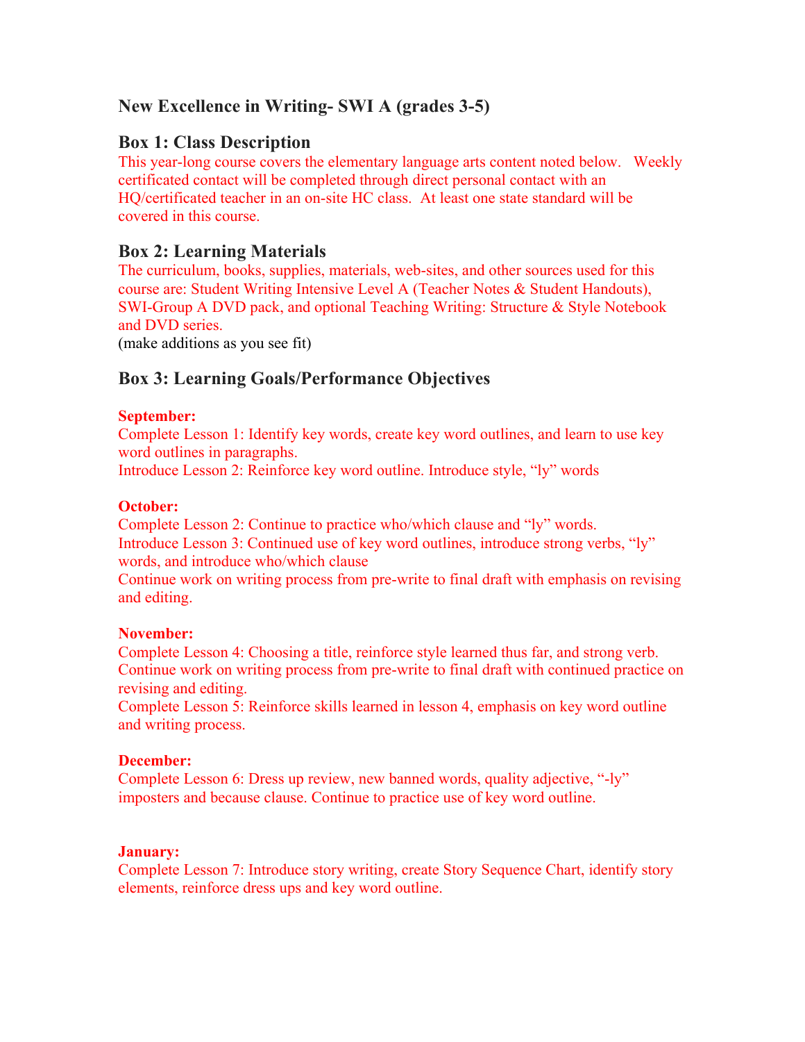## New Excellence in Writing- SWI A (grades 3-5)

### Box 1: Class Description

This year-long course covers the elementary language arts content noted below. Weekly certificated contact will be completed through direct personal contact with an HQ/certificated teacher in an on-site HC class. At least one state standard will be covered in this course.

### Box 2: Learning Materials

The curriculum, books, supplies, materials, web-sites, and other sources used for this course are: Student Writing Intensive Level A (Teacher Notes & Student Handouts), SWI-Group A DVD pack, and optional Teaching Writing: Structure & Style Notebook and DVD series.

(make additions as you see fit)

### Box 3: Learning Goals/Performance Objectives

**September:**

Complete Lesson 1: Identify key words, create key word outlines, and learn to use key word outlines in paragraphs.

Introduce Lesson 2: Reinforce key word outline. Introduce style, "ly" words

**October:**

Complete Lesson 2: Continue to practice who/which clause and "ly" words.

Introduce Lesson 3: Continued use of key word outlines, introduce strong verbs, "ly" words, and introduce who/which clause

Continue work on writing process from pre-write to final draft with emphasis on revising and editing.

**November:**

Complete Lesson 4: Choosing a title, reinforce style learned thus far, and strong verb.

Continue work on writing process from pre-write to final draft with continued practice on revising and editing.

Complete Lesson 5: Reinforce skills learned in lesson 4, emphasis on key word outline and writing process.

**December:**

Complete Lesson 6: Dress up review, new banned words, quality adjective, "-ly" imposters and because clause. Continue to practice use of key word outline.

**January:**

Complete Lesson 7: Introduce story writing, create Story Sequence Chart, identify story elements, reinforce dress ups and key word outline.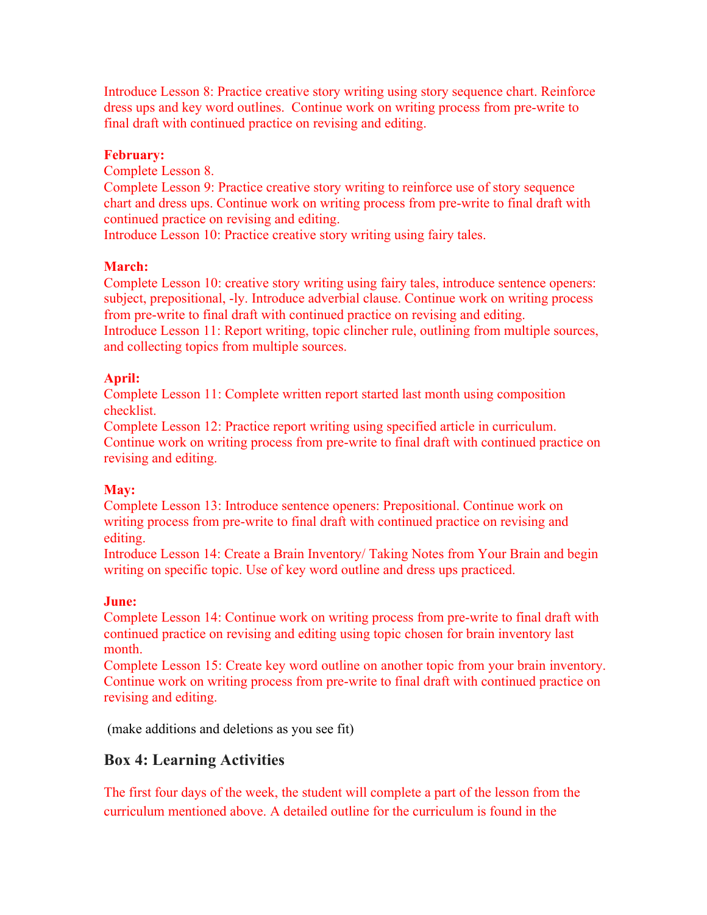Introduce Lesson 8: Practice creative story writing using story sequence chart. Reinforce dress ups and key word outlines. Continue work on writing process from pre-write to final draft with continued practice on revising and editing.

**February:**
Complete Lesson 8.
Complete Lesson 9: Practice creative story writing to reinforce use of story sequence chart and dress ups. Continue work on writing process from pre-write to final draft with continued practice on revising and editing.
Introduce Lesson 10: Practice creative story writing using fairy tales.

**March:**
Complete Lesson 10: creative story writing using fairy tales, introduce sentence openers: subject, prepositional, -ly. Introduce adverbial clause. Continue work on writing process from pre-write to final draft with continued practice on revising and editing.
Introduce Lesson 11: Report writing, topic clincher rule, outlining from multiple sources, and collecting topics from multiple sources.

**April:**
Complete Lesson 11: Complete written report started last month using composition checklist.
Complete Lesson 12: Practice report writing using specified article in curriculum. Continue work on writing process from pre-write to final draft with continued practice on revising and editing.

**May:**
Complete Lesson 13: Introduce sentence openers: Prepositional. Continue work on writing process from pre-write to final draft with continued practice on revising and editing.
Introduce Lesson 14: Create a Brain Inventory/ Taking Notes from Your Brain and begin writing on specific topic. Use of key word outline and dress ups practiced.

**June:**
Complete Lesson 14: Continue work on writing process from pre-write to final draft with continued practice on revising and editing using topic chosen for brain inventory last month.
Complete Lesson 15: Create key word outline on another topic from your brain inventory. Continue work on writing process from pre-write to final draft with continued practice on revising and editing.

(make additions and deletions as you see fit)

## Box 4: Learning Activities

The first four days of the week, the student will complete a part of the lesson from the curriculum mentioned above. A detailed outline for the curriculum is found in the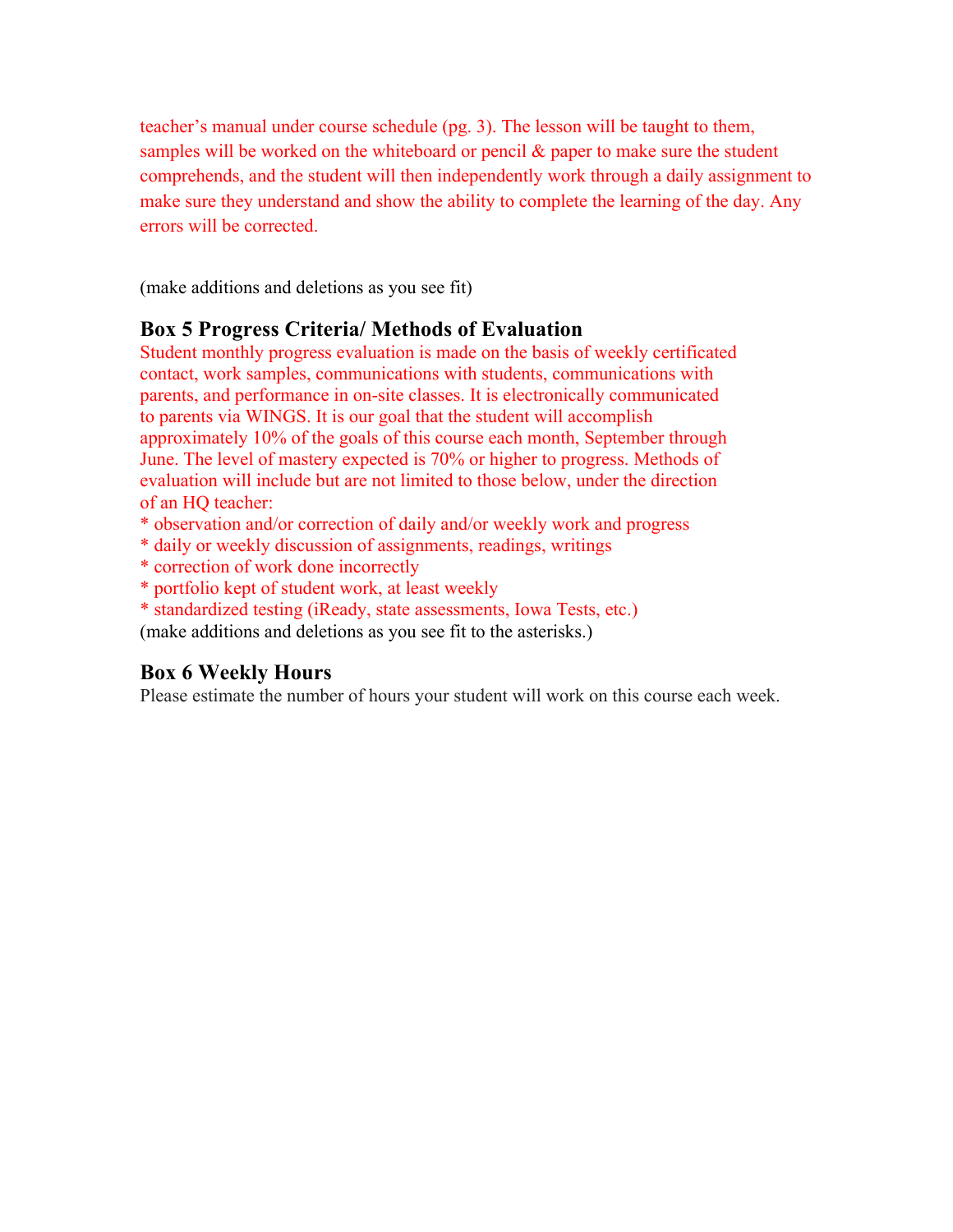teacher's manual under course schedule (pg. 3). The lesson will be taught to them, samples will be worked on the whiteboard or pencil & paper to make sure the student comprehends, and the student will then independently work through a daily assignment to make sure they understand and show the ability to complete the learning of the day. Any errors will be corrected.

(make additions and deletions as you see fit)

## Box 5 Progress Criteria/ Methods of Evaluation

Student monthly progress evaluation is made on the basis of weekly certificated contact, work samples, communications with students, communications with parents, and performance in on-site classes. It is electronically communicated to parents via WINGS. It is our goal that the student will accomplish approximately 10% of the goals of this course each month, September through June. The level of mastery expected is 70% or higher to progress. Methods of evaluation will include but are not limited to those below, under the direction of an HQ teacher:

* observation and/or correction of daily and/or weekly work and progress
* daily or weekly discussion of assignments, readings, writings
* correction of work done incorrectly
* portfolio kept of student work, at least weekly
* standardized testing (iReady, state assessments, Iowa Tests, etc.)

(make additions and deletions as you see fit to the asterisks.)

## Box 6 Weekly Hours

Please estimate the number of hours your student will work on this course each week.